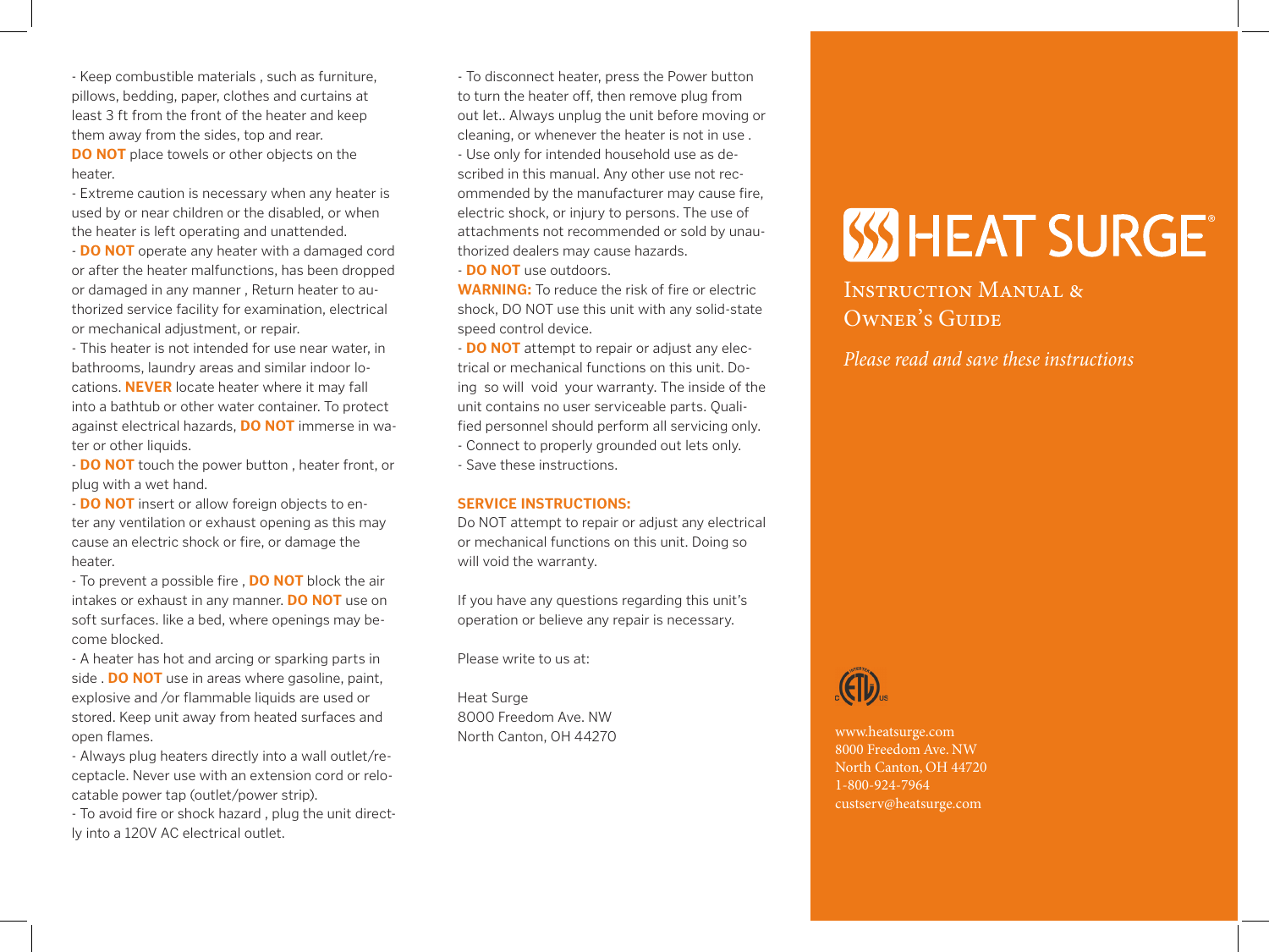- Keep combustible materials , such as furniture, pillows, bedding, paper, clothes and curtains at least 3 ft from the front of the heater and keep them away from the sides, top and rear. **DO NOT** place towels or other objects on the heater.

- Extreme caution is necessary when any heater is used by or near children or the disabled, or when the heater is left operating and unattended.

- **DO NOT** operate any heater with a damaged cord or after the heater malfunctions, has been dropped or damaged in any manner , Return heater to authorized service facility for examination, electrical or mechanical adjustment, or repair.

- This heater is not intended for use near water, in bathrooms, laundry areas and similar indoor locations. **NEVER** locate heater where it may fall into a bathtub or other water container. To protect against electrical hazards, **DO NOT** immerse in water or other liquids.

- **DO NOT** touch the power button , heater front, or plug with a wet hand.

- **DO NOT** insert or allow foreign objects to enter any ventilation or exhaust opening as this may cause an electric shock or fire, or damage the heater.

- To prevent a possible fire , **DO NOT** block the air intakes or exhaust in any manner. **DO NOT** use on soft surfaces. like a bed, where openings may become blocked.

- A heater has hot and arcing or sparking parts in side . **DO NOT** use in areas where gasoline, paint, explosive and /or flammable liquids are used or stored. Keep unit away from heated surfaces and open flames.

- Always plug heaters directly into a wall outlet/receptacle. Never use with an extension cord or relocatable power tap (outlet/power strip).

- To avoid fire or shock hazard , plug the unit directly into a 120V AC electrical outlet.

- To disconnect heater, press the Power button to turn the heater off, then remove plug from out let.. Always unplug the unit before moving or cleaning, or whenever the heater is not in use .

- Use only for intended household use as described in this manual. Any other use not recommended by the manufacturer may cause fire, electric shock, or injury to persons. The use of attachments not recommended or sold by unauthorized dealers may cause hazards.

- **DO NOT** use outdoors.

**WARNING:** To reduce the risk of fire or electric shock, DO NOT use this unit with any solid-state speed control device.

- **DO NOT** attempt to repair or adjust any electrical or mechanical functions on this unit. Doing so will void your warranty. The inside of the unit contains no user serviceable parts. Qualified personnel should perform all servicing only.

- Connect to properly grounded out lets only.

- Save these instructions.

## SERVICE INSTRUCTIONS:

Do NOT attempt to repair or adjust any electrical or mechanical functions on this unit. Doing so will void the warranty.

If you have any questions regarding this unit's operation or believe any repair is necessary.

Please write to us at:

Heat Surge
8000 Freedom Ave. NW
North Canton, OH 44270

# HEAT SURGE®

## Instruction Manual & Owner's Guide

*Please read and save these instructions*

www.heatsurge.com
8000 Freedom Ave. NW
North Canton, OH 44720
1-800-924-7964
custserv@heatsurge.com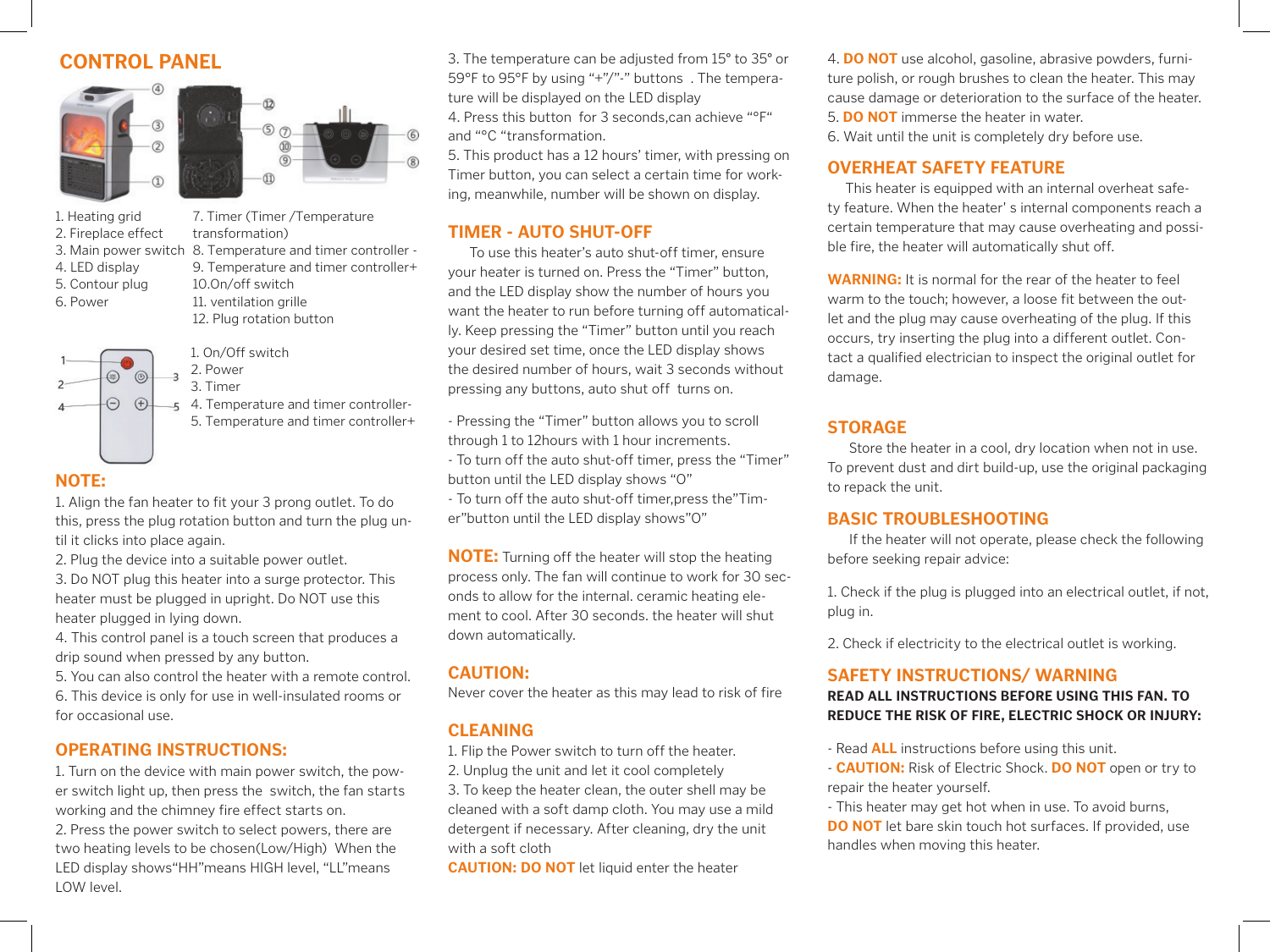## CONTROL PANEL

1. Heating grid
2. Fireplace effect
3. Main power switch
4. LED display
5. Contour plug
6. Power
7. Timer (Timer /Temperature transformation)
8. Temperature and timer controller -
9. Temperature and timer controller+
10. On/off switch
11. ventilation grille
12. Plug rotation button

1. On/Off switch
2. Power
3. Timer
4. Temperature and timer controller-
5. Temperature and timer controller+

## NOTE:

1. Align the fan heater to fit your 3 prong outlet. To do this, press the plug rotation button and turn the plug until it clicks into place again.
2. Plug the device into a suitable power outlet.
3. Do NOT plug this heater into a surge protector. This heater must be plugged in upright. Do NOT use this heater plugged in lying down.
4. This control panel is a touch screen that produces a drip sound when pressed by any button.
5. You can also control the heater with a remote control.
6. This device is only for use in well-insulated rooms or for occasional use.

## OPERATING INSTRUCTIONS:

1. Turn on the device with main power switch, the power switch light up, then press the switch, the fan starts working and the chimney fire effect starts on.
2. Press the power switch to select powers, there are two heating levels to be chosen(Low/High) When the LED display shows"HH"means HIGH level, "LL"means LOW level.
3. The temperature can be adjusted from 15° to 35° or 59°F to 95°F by using "+"/"-" buttons . The temperature will be displayed on the LED display
4. Press this button for 3 seconds,can achieve "°F" and "°C "transformation.
5. This product has a 12 hours' timer, with pressing on Timer button, you can select a certain time for working, meanwhile, number will be shown on display.

## TIMER - AUTO SHUT-OFF

To use this heater's auto shut-off timer, ensure your heater is turned on. Press the "Timer" button, and the LED display show the number of hours you want the heater to run before turning off automatically. Keep pressing the "Timer" button until you reach your desired set time, once the LED display shows the desired number of hours, wait 3 seconds without pressing any buttons, auto shut off turns on.

- Pressing the "Timer" button allows you to scroll through 1 to 12hours with 1 hour increments.
- To turn off the auto shut-off timer, press the "Timer" button until the LED display shows "O"
- To turn off the auto shut-off timer,press the"Timer"button until the LED display shows"O"

**NOTE:** Turning off the heater will stop the heating process only. The fan will continue to work for 30 seconds to allow for the internal. ceramic heating element to cool. After 30 seconds. the heater will shut down automatically.

## CAUTION:

Never cover the heater as this may lead to risk of fire

## CLEANING

1. Flip the Power switch to turn off the heater.
2. Unplug the unit and let it cool completely
3. To keep the heater clean, the outer shell may be cleaned with a soft damp cloth. You may use a mild detergent if necessary. After cleaning, dry the unit with a soft cloth

**CAUTION: DO NOT** let liquid enter the heater

4. **DO NOT** use alcohol, gasoline, abrasive powders, furniture polish, or rough brushes to clean the heater. This may cause damage or deterioration to the surface of the heater.
5. **DO NOT** immerse the heater in water.
6. Wait until the unit is completely dry before use.

## OVERHEAT SAFETY FEATURE

This heater is equipped with an internal overheat safety feature. When the heater' s internal components reach a certain temperature that may cause overheating and possible fire, the heater will automatically shut off.

**WARNING:** It is normal for the rear of the heater to feel warm to the touch; however, a loose fit between the outlet and the plug may cause overheating of the plug. If this occurs, try inserting the plug into a different outlet. Contact a qualified electrician to inspect the original outlet for damage.

## STORAGE

Store the heater in a cool, dry location when not in use. To prevent dust and dirt build-up, use the original packaging to repack the unit.

## BASIC TROUBLESHOOTING

If the heater will not operate, please check the following before seeking repair advice:

1. Check if the plug is plugged into an electrical outlet, if not, plug in.

2. Check if electricity to the electrical outlet is working.

## SAFETY INSTRUCTIONS/ WARNING

**READ ALL INSTRUCTIONS BEFORE USING THIS FAN. TO REDUCE THE RISK OF FIRE, ELECTRIC SHOCK OR INJURY:**

- Read **ALL** instructions before using this unit.
- **CAUTION:** Risk of Electric Shock. **DO NOT** open or try to repair the heater yourself.
- This heater may get hot when in use. To avoid burns, **DO NOT** let bare skin touch hot surfaces. If provided, use handles when moving this heater.